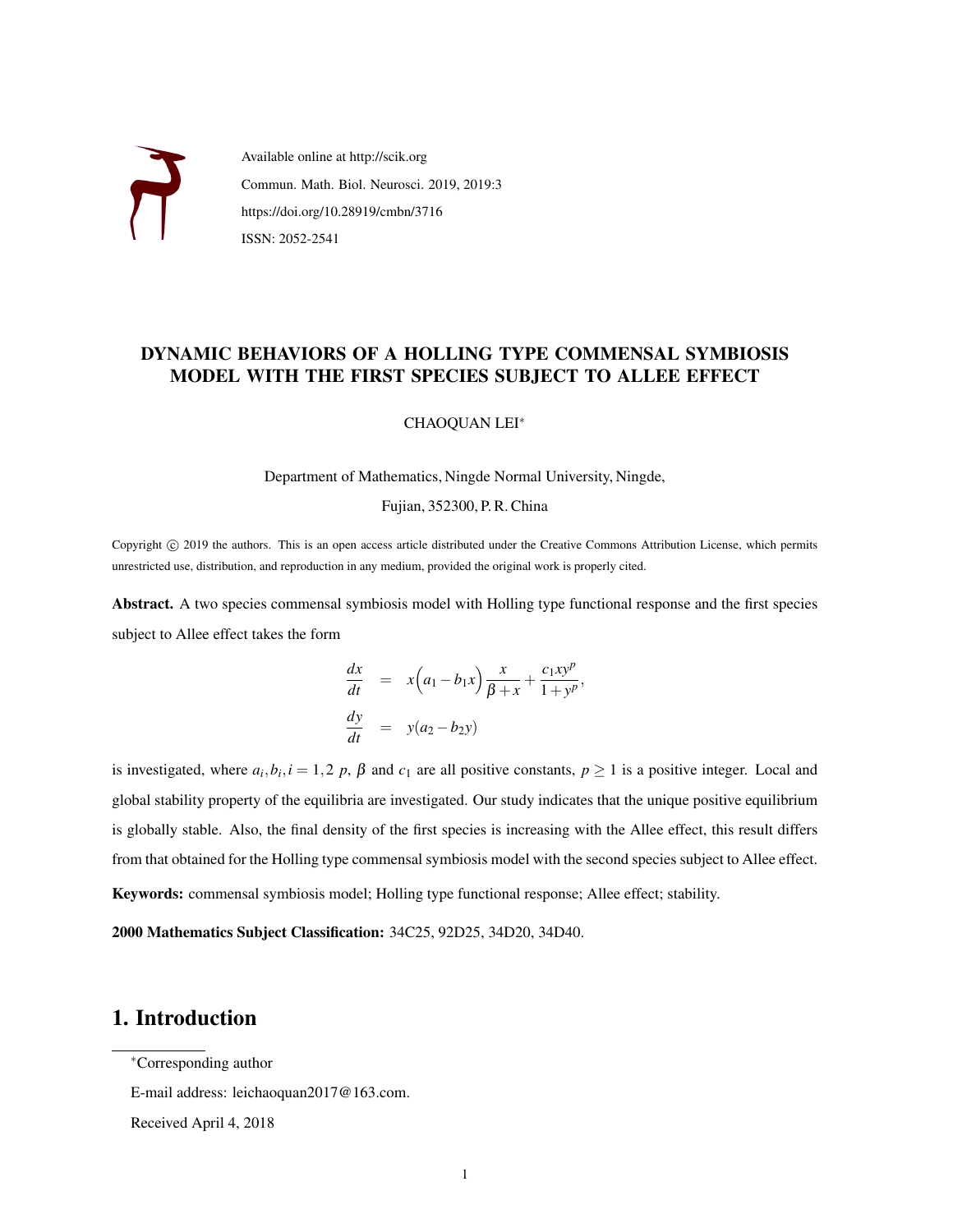Available online at http://scik.org

Commun. Math. Biol. Neurosci. 2019, 2019:3

https://doi.org/10.28919/cmbn/3716

ISSN: 2052-2541

# DYNAMIC BEHAVIORS OF A HOLLING TYPE COMMENSAL SYMBIOSIS MODEL WITH THE FIRST SPECIES SUBJECT TO ALLEE EFFECT

CHAOQUAN LEI*

Department of Mathematics, Ningde Normal University, Ningde,

Fujian, 352300, P. R. China

Copyright © 2019 the authors. This is an open access article distributed under the Creative Commons Attribution License, which permits unrestricted use, distribution, and reproduction in any medium, provided the original work is properly cited.

**Abstract.** A two species commensal symbiosis model with Holling type functional response and the first species subject to Allee effect takes the form

$$
\begin{aligned}
\frac{dx}{dt} &= x\Big(a_1 - b_1 x\Big)\frac{x}{\beta + x} + \frac{c_1 x y^p}{1 + y^p}, \\
\frac{dy}{dt} &= y(a_2 - b_2 y)
\end{aligned}
$$

is investigated, where $a_i, b_i, i = 1,2$ $p$, $\beta$ and $c_1$ are all positive constants, $p \geq 1$ is a positive integer. Local and global stability property of the equilibria are investigated. Our study indicates that the unique positive equilibrium is globally stable. Also, the final density of the first species is increasing with the Allee effect, this result differs from that obtained for the Holling type commensal symbiosis model with the second species subject to Allee effect.

**Keywords:** commensal symbiosis model; Holling type functional response; Allee effect; stability.

**2000 Mathematics Subject Classification:** 34C25, 92D25, 34D20, 34D40.

## 1. Introduction

*Corresponding author

E-mail address: leichaoquan2017@163.com.

Received April 4, 2018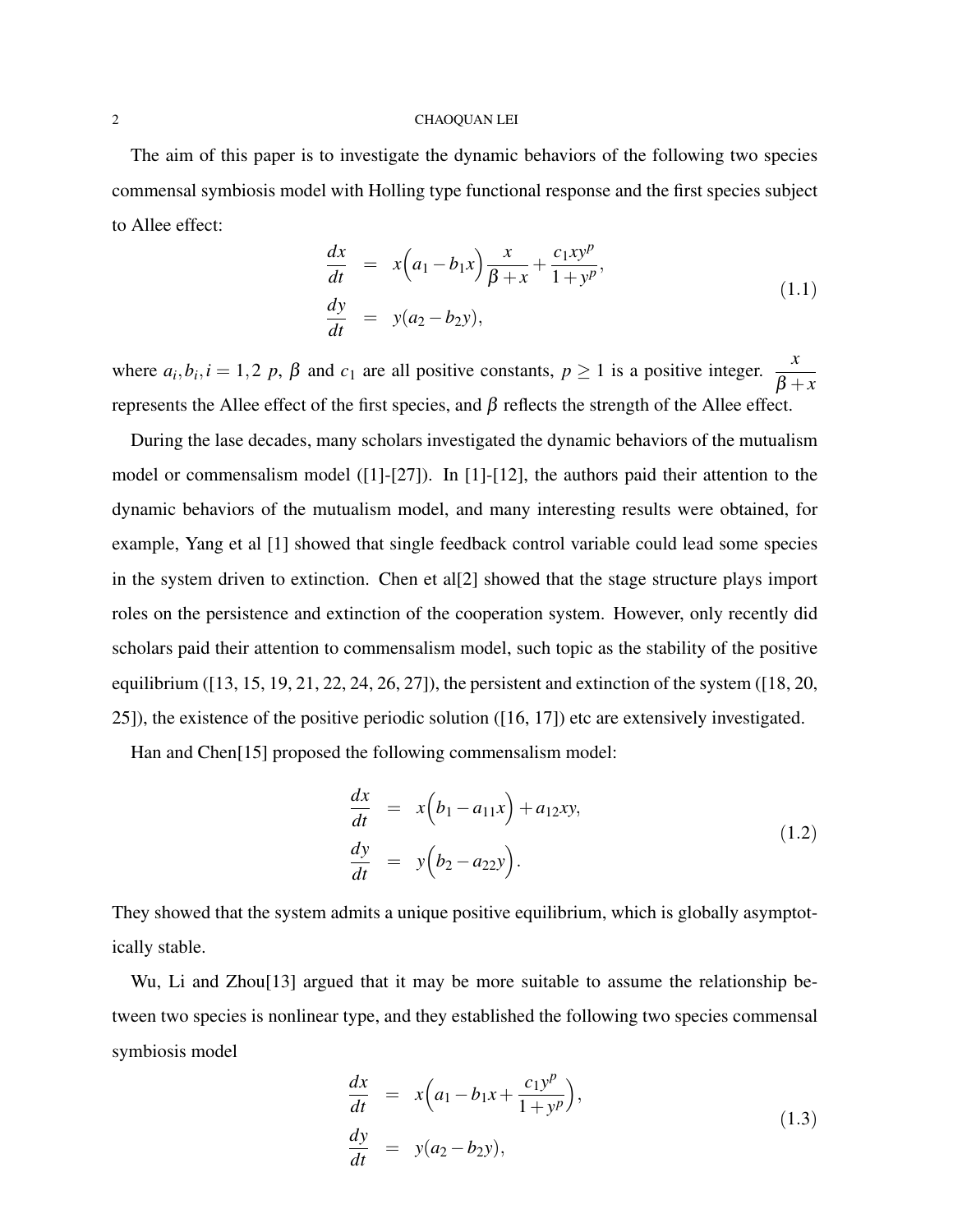The aim of this paper is to investigate the dynamic behaviors of the following two species commensal symbiosis model with Holling type functional response and the first species subject to Allee effect:

$$
\begin{aligned}
\frac{dx}{dt} &= x\Big(a_1 - b_1 x\Big)\frac{x}{\beta + x} + \frac{c_1 x y^p}{1 + y^p}, \\
\frac{dy}{dt} &= y(a_2 - b_2 y),
\end{aligned}
\tag{1.1}
$$

where $a_i, b_i, i = 1,2$ $p$, $\beta$ and $c_1$ are all positive constants, $p \geq 1$ is a positive integer. $\dfrac{x}{\beta + x}$ represents the Allee effect of the first species, and $\beta$ reflects the strength of the Allee effect.

During the lase decades, many scholars investigated the dynamic behaviors of the mutualism model or commensalism model ([1]-[27]). In [1]-[12], the authors paid their attention to the dynamic behaviors of the mutualism model, and many interesting results were obtained, for example, Yang et al [1] showed that single feedback control variable could lead some species in the system driven to extinction. Chen et al[2] showed that the stage structure plays import roles on the persistence and extinction of the cooperation system. However, only recently did scholars paid their attention to commensalism model, such topic as the stability of the positive equilibrium ([13, 15, 19, 21, 22, 24, 26, 27]), the persistent and extinction of the system ([18, 20, 25]), the existence of the positive periodic solution ([16, 17]) etc are extensively investigated.

Han and Chen[15] proposed the following commensalism model:

$$
\begin{aligned}
\frac{dx}{dt} &= x\Big(b_1 - a_{11} x\Big) + a_{12} x y, \\
\frac{dy}{dt} &= y\Big(b_2 - a_{22} y\Big).
\end{aligned}
\tag{1.2}
$$

They showed that the system admits a unique positive equilibrium, which is globally asymptotically stable.

Wu, Li and Zhou[13] argued that it may be more suitable to assume the relationship between two species is nonlinear type, and they established the following two species commensal symbiosis model

$$
\begin{aligned}
\frac{dx}{dt} &= x\Big(a_1 - b_1 x + \frac{c_1 y^p}{1 + y^p}\Big), \\
\frac{dy}{dt} &= y(a_2 - b_2 y),
\end{aligned}
\tag{1.3}
$$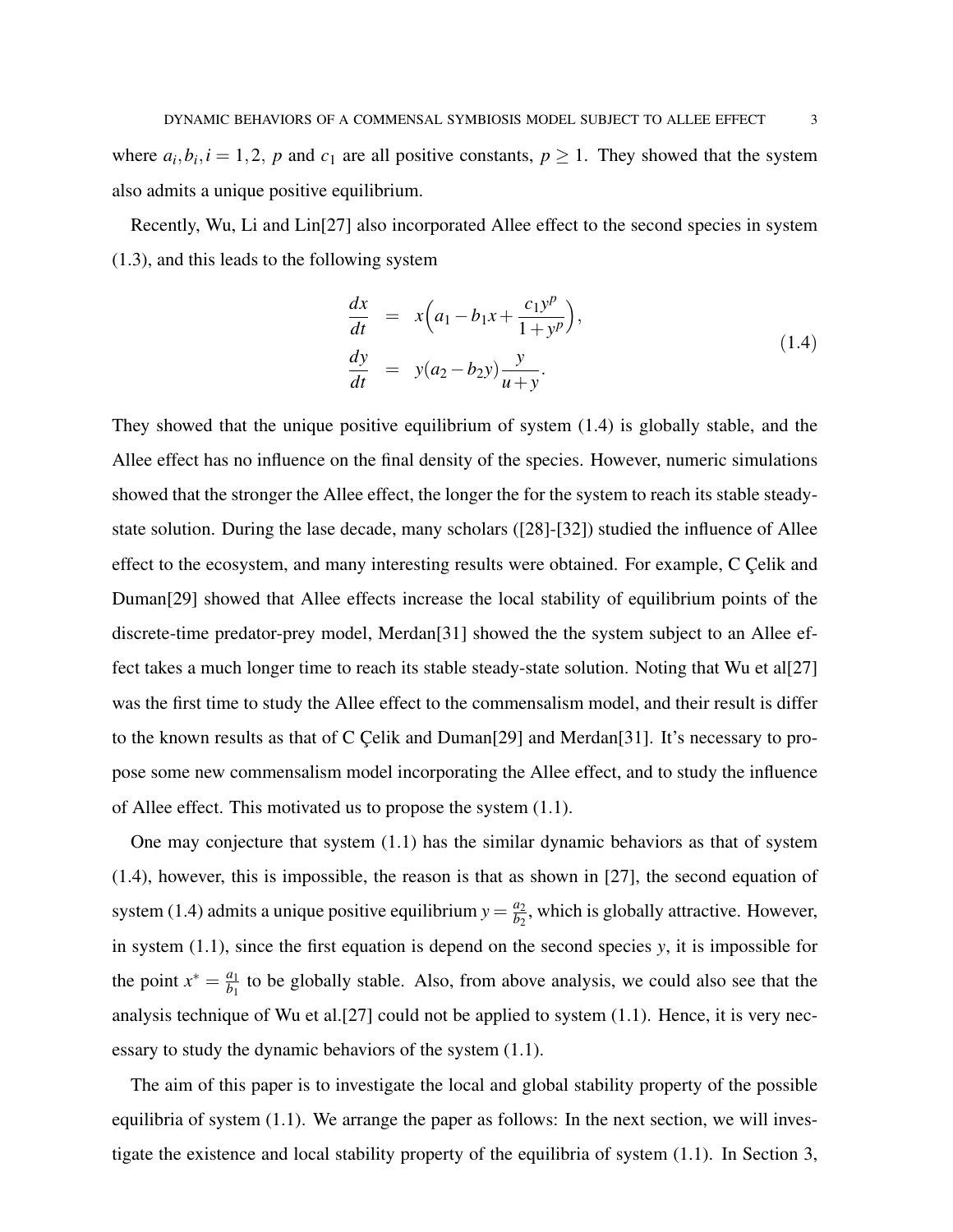where $a_i, b_i, i = 1, 2,$ $p$ and $c_1$ are all positive constants, $p \geq 1$. They showed that the system also admits a unique positive equilibrium.

Recently, Wu, Li and Lin[27] also incorporated Allee effect to the second species in system (1.3), and this leads to the following system

$$
\begin{aligned}
\frac{dx}{dt} &= x\Big(a_1 - b_1 x + \frac{c_1 y^p}{1 + y^p}\Big), \\
\frac{dy}{dt} &= y(a_2 - b_2 y)\frac{y}{u + y}.
\end{aligned}
\tag{1.4}
$$

They showed that the unique positive equilibrium of system (1.4) is globally stable, and the Allee effect has no influence on the final density of the species. However, numeric simulations showed that the stronger the Allee effect, the longer the for the system to reach its stable steady-state solution. During the lase decade, many scholars ([28]-[32]) studied the influence of Allee effect to the ecosystem, and many interesting results were obtained. For example, C Çelik and Duman[29] showed that Allee effects increase the local stability of equilibrium points of the discrete-time predator-prey model, Merdan[31] showed the the system subject to an Allee effect takes a much longer time to reach its stable steady-state solution. Noting that Wu et al[27] was the first time to study the Allee effect to the commensalism model, and their result is differ to the known results as that of C Çelik and Duman[29] and Merdan[31]. It's necessary to propose some new commensalism model incorporating the Allee effect, and to study the influence of Allee effect. This motivated us to propose the system (1.1).

One may conjecture that system (1.1) has the similar dynamic behaviors as that of system (1.4), however, this is impossible, the reason is that as shown in [27], the second equation of system (1.4) admits a unique positive equilibrium $y = \frac{a_2}{b_2}$, which is globally attractive. However, in system (1.1), since the first equation is depend on the second species $y$, it is impossible for the point $x^* = \frac{a_1}{b_1}$ to be globally stable. Also, from above analysis, we could also see that the analysis technique of Wu et al.[27] could not be applied to system (1.1). Hence, it is very necessary to study the dynamic behaviors of the system (1.1).

The aim of this paper is to investigate the local and global stability property of the possible equilibria of system (1.1). We arrange the paper as follows: In the next section, we will investigate the existence and local stability property of the equilibria of system (1.1). In Section 3,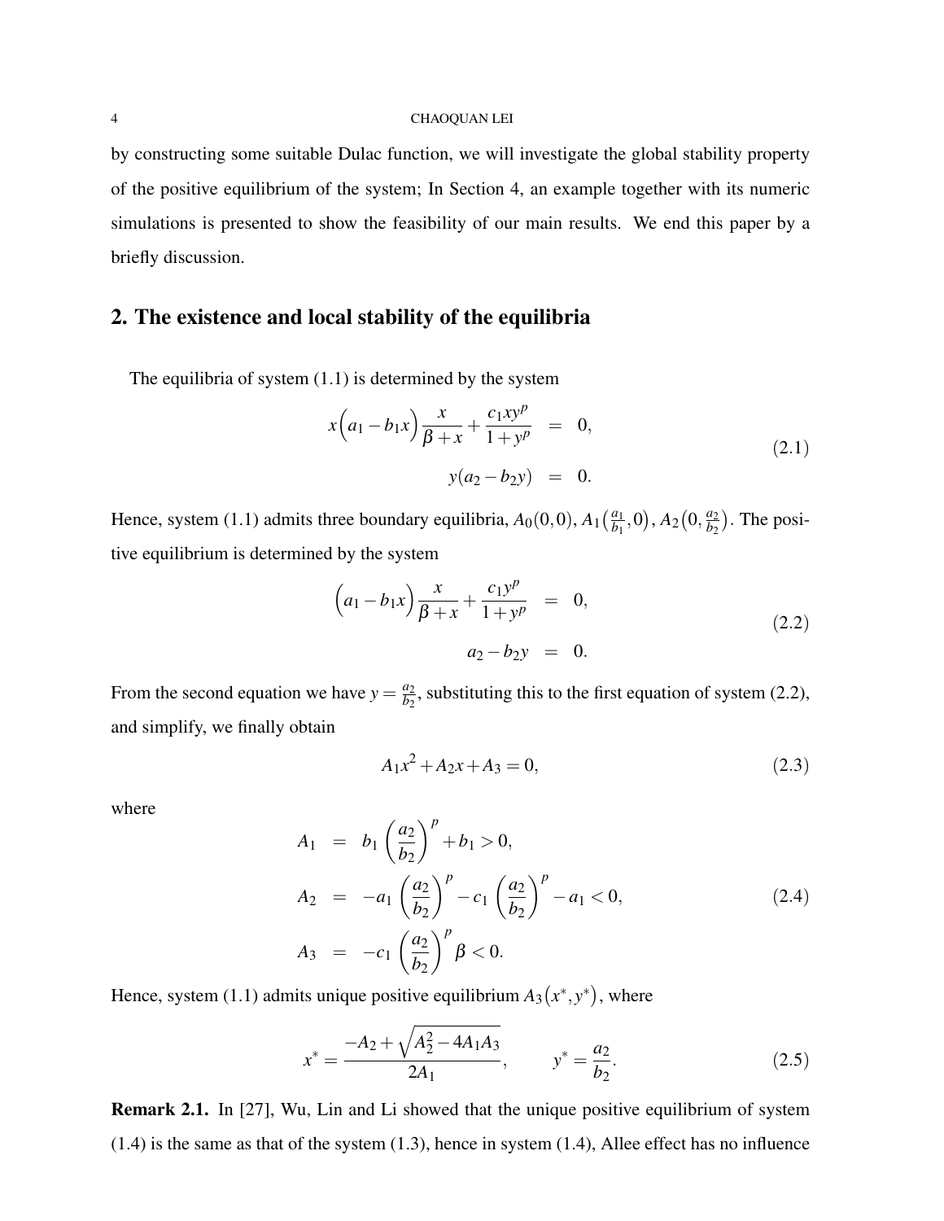by constructing some suitable Dulac function, we will investigate the global stability property of the positive equilibrium of the system; In Section 4, an example together with its numeric simulations is presented to show the feasibility of our main results. We end this paper by a briefly discussion.

## 2. The existence and local stability of the equilibria

The equilibria of system (1.1) is determined by the system

$$
\begin{aligned}
x\Big(a_1 - b_1 x\Big)\frac{x}{\beta + x} + \frac{c_1 x y^p}{1+y^p} &= 0, \\
y(a_2 - b_2 y) &= 0.
\end{aligned}
\tag{2.1}
$$

Hence, system (1.1) admits three boundary equilibria, $A_0(0,0)$, $A_1\big(\frac{a_1}{b_1},0\big)$, $A_2\big(0,\frac{a_2}{b_2}\big)$. The positive equilibrium is determined by the system

$$
\begin{aligned}
\Big(a_1 - b_1 x\Big)\frac{x}{\beta + x} + \frac{c_1 y^p}{1+y^p} &= 0, \\
a_2 - b_2 y &= 0.
\end{aligned}
\tag{2.2}
$$

From the second equation we have $y = \frac{a_2}{b_2}$, substituting this to the first equation of system (2.2), and simplify, we finally obtain

$$
A_1 x^2 + A_2 x + A_3 = 0, \tag{2.3}
$$

where

$$
\begin{aligned}
A_1 &= b_1\left(\frac{a_2}{b_2}\right)^p + b_1 > 0, \\
A_2 &= -a_1\left(\frac{a_2}{b_2}\right)^p - c_1\left(\frac{a_2}{b_2}\right)^p - a_1 < 0, \\
A_3 &= -c_1\left(\frac{a_2}{b_2}\right)^p \beta < 0.
\end{aligned}
\tag{2.4}
$$

Hence, system (1.1) admits unique positive equilibrium $A_3\big(x^*, y^*\big)$, where

$$
x^* = \frac{-A_2 + \sqrt{A_2^2 - 4A_1A_3}}{2A_1}, \qquad y^* = \frac{a_2}{b_2}. \tag{2.5}
$$

**Remark 2.1.** In [27], Wu, Lin and Li showed that the unique positive equilibrium of system (1.4) is the same as that of the system (1.3), hence in system (1.4), Allee effect has no influence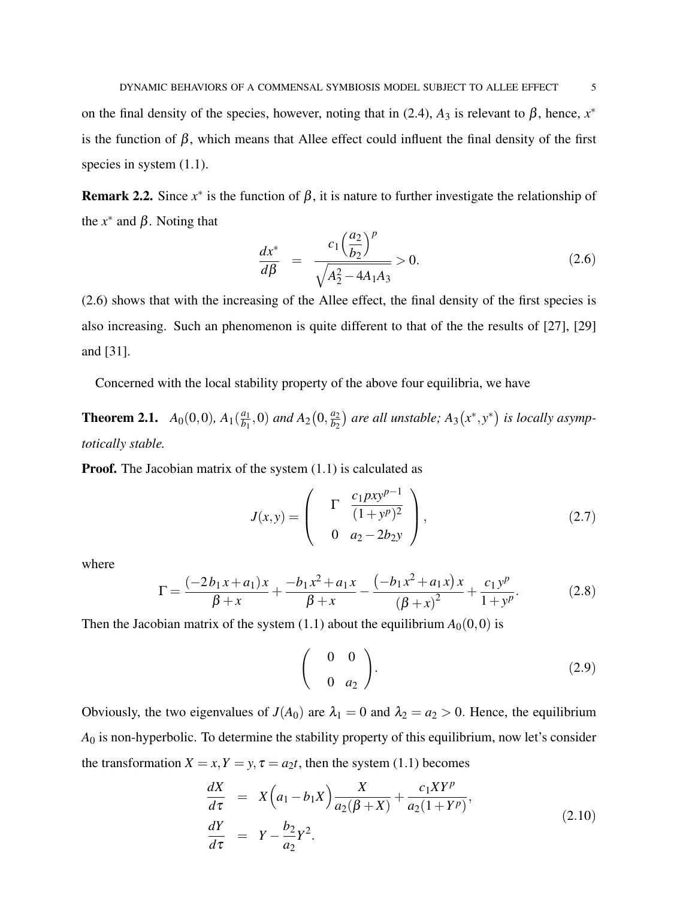on the final density of the species, however, noting that in (2.4), $A_3$ is relevant to $\beta$, hence, $x^*$ is the function of $\beta$, which means that Allee effect could influent the final density of the first species in system (1.1).

**Remark 2.2.** Since $x^*$ is the function of $\beta$, it is nature to further investigate the relationship of the $x^*$ and $\beta$. Noting that

$$\frac{dx^*}{d\beta} \;=\; \frac{c_1\Big(\dfrac{a_2}{b_2}\Big)^p}{\sqrt{A_2^2-4A_1A_3}} > 0. \tag{2.6}$$

(2.6) shows that with the increasing of the Allee effect, the final density of the first species is also increasing. Such an phenomenon is quite different to that of the the results of [27], [29] and [31].

Concerned with the local stability property of the above four equilibria, we have

**Theorem 2.1.** *$A_0(0,0)$, $A_1(\frac{a_1}{b_1},0)$ and $A_2\big(0,\frac{a_2}{b_2}\big)$ are all unstable; $A_3\big(x^*,y^*\big)$ is locally asymptotically stable.*

**Proof.** The Jacobian matrix of the system (1.1) is calculated as

$$J(x,y) = \begin{pmatrix} \Gamma & \dfrac{c_1pxy^{p-1}}{(1+y^p)^2} \\ 0 & a_2-2b_2y \end{pmatrix}, \tag{2.7}$$

where

$$\Gamma = \frac{(-2\,b_1\,x+a_1)\,x}{\beta+x} + \frac{-b_1\,x^2+a_1\,x}{\beta+x} - \frac{\left(-b_1\,x^2+a_1\,x\right)x}{\left(\beta+x\right)^2} + \frac{c_1\,y^p}{1+y^p}. \tag{2.8}$$

Then the Jacobian matrix of the system (1.1) about the equilibrium $A_0(0,0)$ is

$$\begin{pmatrix} 0 & 0 \\ 0 & a_2 \end{pmatrix}. \tag{2.9}$$

Obviously, the two eigenvalues of $J(A_0)$ are $\lambda_1 = 0$ and $\lambda_2 = a_2 > 0$. Hence, the equilibrium $A_0$ is non-hyperbolic. To determine the stability property of this equilibrium, now let's consider the transformation $X = x, Y = y, \tau = a_2t$, then the system (1.1) becomes

$$\begin{aligned} \frac{dX}{d\tau} &= X\Big(a_1-b_1X\Big)\frac{X}{a_2(\beta+X)} + \frac{c_1XY^p}{a_2(1+Y^p)}, \\ \frac{dY}{d\tau} &= Y - \frac{b_2}{a_2}Y^2. \end{aligned} \tag{2.10}$$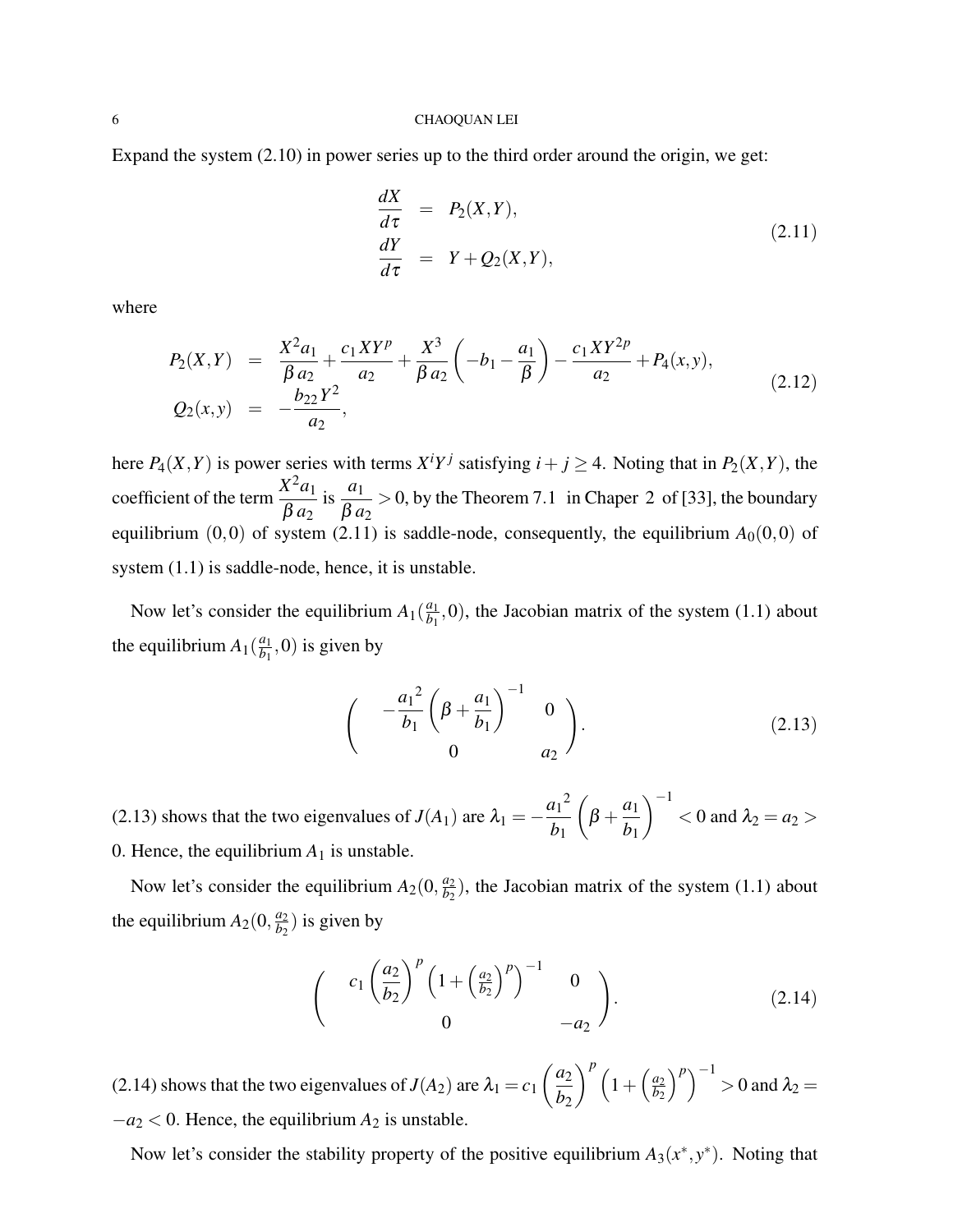Expand the system (2.10) in power series up to the third order around the origin, we get:

$$
\begin{aligned}
\frac{dX}{d\tau} &= P_2(X,Y), \\
\frac{dY}{d\tau} &= Y + Q_2(X,Y),
\end{aligned}
\tag{2.11}
$$

where

$$
\begin{aligned}
P_2(X,Y) &= \frac{X^2 a_1}{\beta a_2} + \frac{c_1 X Y^p}{a_2} + \frac{X^3}{\beta a_2}\left(-b_1 - \frac{a_1}{\beta}\right) - \frac{c_1 X Y^{2p}}{a_2} + P_4(x,y), \\
Q_2(x,y) &= -\frac{b_{22} Y^2}{a_2},
\end{aligned}
\tag{2.12}
$$

here $P_4(X,Y)$ is power series with terms $X^i Y^j$ satisfying $i+j \geq 4$. Noting that in $P_2(X,Y)$, the coefficient of the term $\frac{X^2 a_1}{\beta a_2}$ is $\frac{a_1}{\beta a_2} > 0$, by the Theorem 7.1 in Chaper 2 of [33], the boundary equilibrium $(0,0)$ of system (2.11) is saddle-node, consequently, the equilibrium $A_0(0,0)$ of system (1.1) is saddle-node, hence, it is unstable.

Now let's consider the equilibrium $A_1(\frac{a_1}{b_1},0)$, the Jacobian matrix of the system (1.1) about the equilibrium $A_1(\frac{a_1}{b_1},0)$ is given by

$$
\begin{pmatrix}
-\frac{{a_1}^2}{b_1}\left(\beta + \frac{a_1}{b_1}\right)^{-1} & 0 \\
0 & a_2
\end{pmatrix}.
\tag{2.13}
$$

(2.13) shows that the two eigenvalues of $J(A_1)$ are $\lambda_1 = -\frac{{a_1}^2}{b_1}\left(\beta + \frac{a_1}{b_1}\right)^{-1} < 0$ and $\lambda_2 = a_2 > 0$. Hence, the equilibrium $A_1$ is unstable.

Now let's consider the equilibrium $A_2(0,\frac{a_2}{b_2})$, the Jacobian matrix of the system (1.1) about the equilibrium $A_2(0,\frac{a_2}{b_2})$ is given by

$$
\begin{pmatrix}
c_1\left(\frac{a_2}{b_2}\right)^p \left(1 + \left(\frac{a_2}{b_2}\right)^p\right)^{-1} & 0 \\
0 & -a_2
\end{pmatrix}.
\tag{2.14}
$$

(2.14) shows that the two eigenvalues of $J(A_2)$ are $\lambda_1 = c_1\left(\frac{a_2}{b_2}\right)^p \left(1 + \left(\frac{a_2}{b_2}\right)^p\right)^{-1} > 0$ and $\lambda_2 = -a_2 < 0$. Hence, the equilibrium $A_2$ is unstable.

Now let's consider the stability property of the positive equilibrium $A_3(x^*,y^*)$. Noting that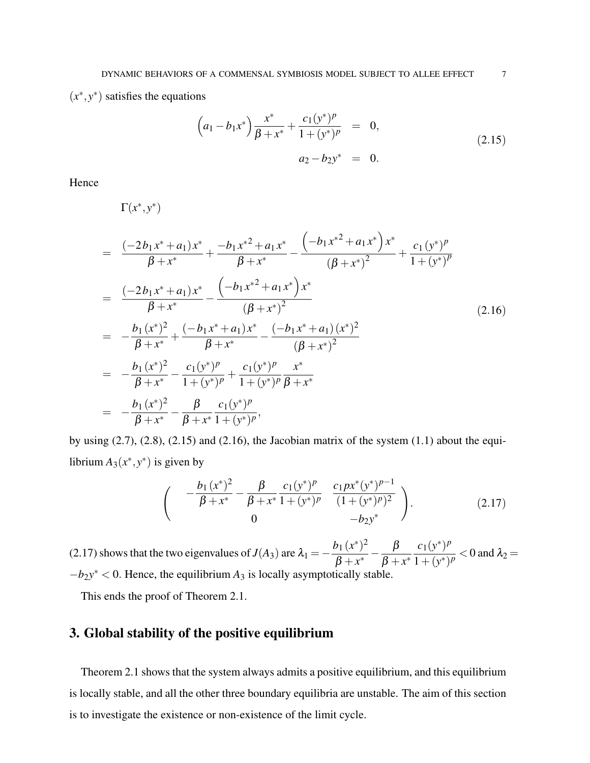$(x^*, y^*)$ satisfies the equations

$$
\begin{aligned}
\Big(a_1 - b_1 x^*\Big)\frac{x^*}{\beta + x^*} + \frac{c_1 (y^*)^p}{1+(y^*)^p} &= 0, \\
a_2 - b_2 y^* &= 0.
\end{aligned} \tag{2.15}
$$

Hence

$$
\begin{aligned}
&\Gamma(x^*, y^*) \\
&= \frac{(-2b_1 x^* + a_1)x^*}{\beta + x^*} + \frac{-b_1 {x^*}^2 + a_1 x^*}{\beta + x^*} - \frac{\Big(-b_1 {x^*}^2 + a_1 x^*\Big)x^*}{(\beta + x^*)^2} + \frac{c_1 (y^*)^p}{1+(y^*)^p} \\
&= \frac{(-2b_1 x^* + a_1)x^*}{\beta + x^*} - \frac{\Big(-b_1 {x^*}^2 + a_1 x^*\Big)x^*}{(\beta + x^*)^2} \\
&= -\frac{b_1 (x^*)^2}{\beta + x^*} + \frac{(-b_1 x^* + a_1)x^*}{\beta + x^*} - \frac{(-b_1 x^* + a_1)(x^*)^2}{(\beta + x^*)^2} \\
&= -\frac{b_1 (x^*)^2}{\beta + x^*} - \frac{c_1 (y^*)^p}{1+(y^*)^p} + \frac{c_1 (y^*)^p}{1+(y^*)^p}\frac{x^*}{\beta + x^*} \\
&= -\frac{b_1 (x^*)^2}{\beta + x^*} - \frac{\beta}{\beta + x^*}\frac{c_1 (y^*)^p}{1+(y^*)^p},
\end{aligned} \tag{2.16}
$$

by using (2.7), (2.8), (2.15) and (2.16), the Jacobian matrix of the system (1.1) about the equilibrium $A_3(x^*, y^*)$ is given by

$$
\begin{pmatrix}
-\dfrac{b_1 (x^*)^2}{\beta + x^*} - \dfrac{\beta}{\beta + x^*}\dfrac{c_1 (y^*)^p}{1+(y^*)^p} & \dfrac{c_1 p x^* (y^*)^{p-1}}{(1+(y^*)^p)^2} \\
0 & -b_2 y^*
\end{pmatrix}. \tag{2.17}
$$

(2.17) shows that the two eigenvalues of $J(A_3)$ are $\lambda_1 = -\dfrac{b_1 (x^*)^2}{\beta + x^*} - \dfrac{\beta}{\beta + x^*}\dfrac{c_1 (y^*)^p}{1+(y^*)^p} < 0$ and $\lambda_2 = -b_2 y^* < 0$. Hence, the equilibrium $A_3$ is locally asymptotically stable.

This ends the proof of Theorem 2.1.

## 3. Global stability of the positive equilibrium

Theorem 2.1 shows that the system always admits a positive equilibrium, and this equilibrium is locally stable, and all the other three boundary equilibria are unstable. The aim of this section is to investigate the existence or non-existence of the limit cycle.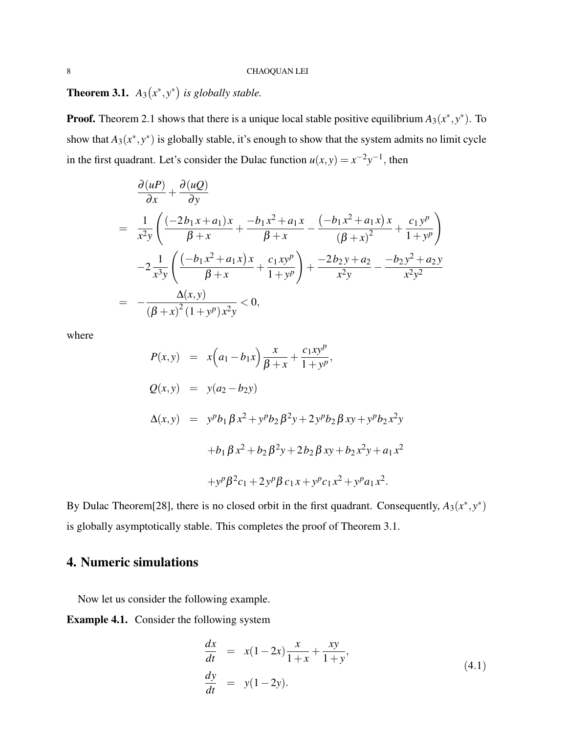**Theorem 3.1.** *$A_3(x^*, y^*)$ is globally stable.*

**Proof.** Theorem 2.1 shows that there is a unique local stable positive equilibrium $A_3(x^*, y^*)$. To show that $A_3(x^*, y^*)$ is globally stable, it's enough to show that the system admits no limit cycle in the first quadrant. Let's consider the Dulac function $u(x, y) = x^{-2}y^{-1}$, then

$$
\begin{aligned}
& \frac{\partial(uP)}{\partial x} + \frac{\partial(uQ)}{\partial y} \\
= \quad & \frac{1}{x^2 y}\left(\frac{(-2b_1 x + a_1)x}{\beta + x} + \frac{-b_1 x^2 + a_1 x}{\beta + x} - \frac{\left(-b_1 x^2 + a_1 x\right)x}{(\beta + x)^2} + \frac{c_1 y^p}{1 + y^p}\right) \\
& -2\frac{1}{x^3 y}\left(\frac{\left(-b_1 x^2 + a_1 x\right)x}{\beta + x} + \frac{c_1 x y^p}{1 + y^p}\right) + \frac{-2b_2 y + a_2}{x^2 y} - \frac{-b_2 y^2 + a_2 y}{x^2 y^2} \\
= \quad & -\frac{\Delta(x,y)}{(\beta + x)^2 (1 + y^p) x^2 y} < 0,
\end{aligned}
$$

where

$$
\begin{aligned}
P(x,y) &= x\Big(a_1 - b_1 x\Big)\frac{x}{\beta + x} + \frac{c_1 x y^p}{1 + y^p}, \\
Q(x,y) &= y(a_2 - b_2 y) \\
\Delta(x,y) &= y^p b_1 \beta x^2 + y^p b_2 \beta^2 y + 2y^p b_2 \beta x y + y^p b_2 x^2 y \\
&\quad + b_1 \beta x^2 + b_2 \beta^2 y + 2b_2 \beta x y + b_2 x^2 y + a_1 x^2 \\
&\quad + y^p \beta^2 c_1 + 2y^p \beta c_1 x + y^p c_1 x^2 + y^p a_1 x^2.
\end{aligned}
$$

By Dulac Theorem[28], there is no closed orbit in the first quadrant. Consequently, $A_3(x^*, y^*)$ is globally asymptotically stable. This completes the proof of Theorem 3.1.

## 4. Numeric simulations

Now let us consider the following example.

**Example 4.1.** Consider the following system

$$
\begin{aligned}
\frac{dx}{dt} &= x(1 - 2x)\frac{x}{1 + x} + \frac{xy}{1 + y}, \\
\frac{dy}{dt} &= y(1 - 2y).
\end{aligned}
\tag{4.1}
$$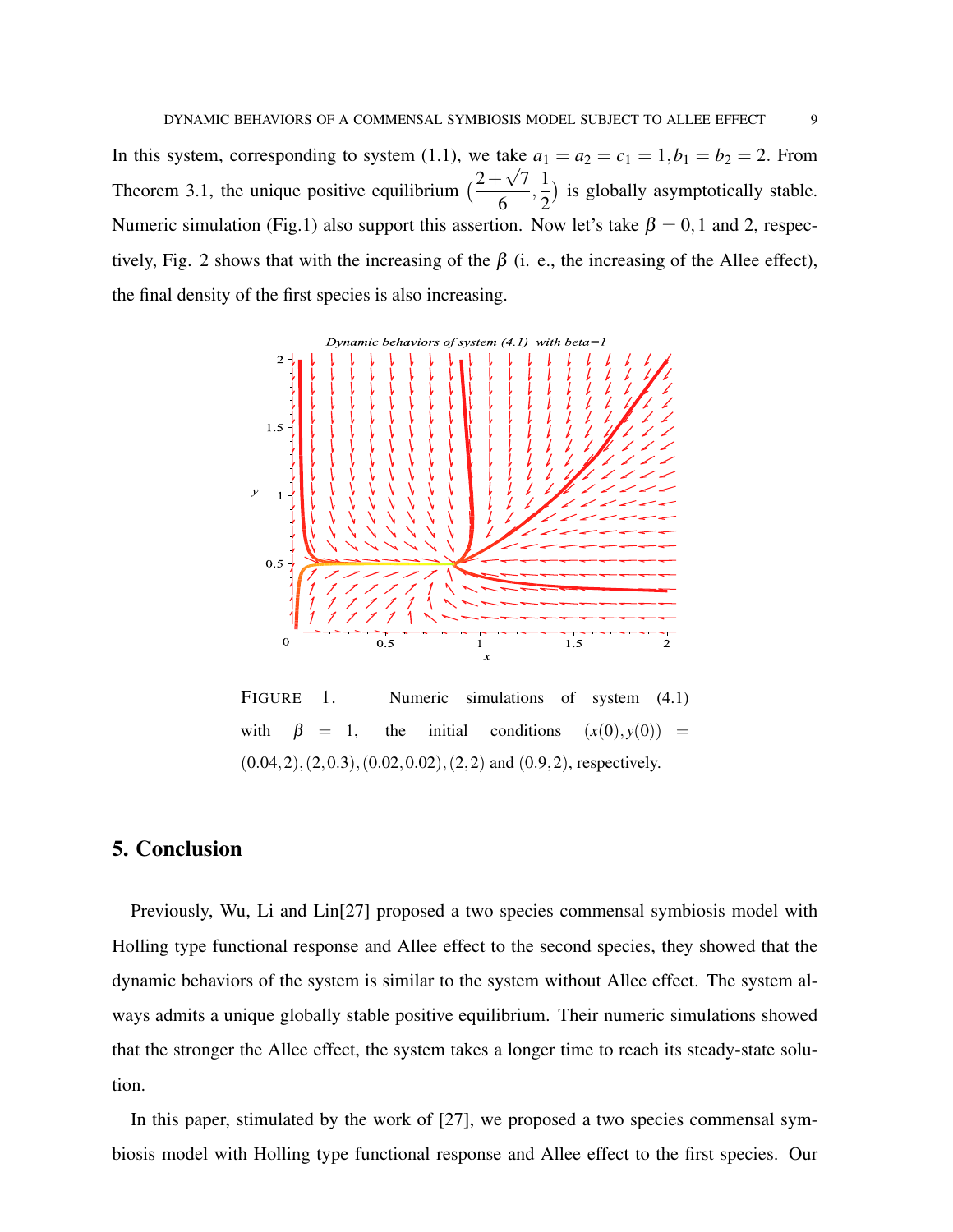In this system, corresponding to system (1.1), we take $a_1 = a_2 = c_1 = 1, b_1 = b_2 = 2$. From Theorem 3.1, the unique positive equilibrium $(\frac{2+\sqrt{7}}{6}, \frac{1}{2})$ is globally asymptotically stable. Numeric simulation (Fig.1) also support this assertion. Now let's take $\beta = 0, 1$ and 2, respectively, Fig. 2 shows that with the increasing of the $\beta$ (i. e., the increasing of the Allee effect), the final density of the first species is also increasing.

FIGURE 1. Numeric simulations of system (4.1) with $\beta = 1$, the initial conditions $(x(0), y(0)) = (0.04, 2), (2, 0.3), (0.02, 0.02), (2, 2)$ and $(0.9, 2)$, respectively.

## 5. Conclusion

Previously, Wu, Li and Lin[27] proposed a two species commensal symbiosis model with Holling type functional response and Allee effect to the second species, they showed that the dynamic behaviors of the system is similar to the system without Allee effect. The system always admits a unique globally stable positive equilibrium. Their numeric simulations showed that the stronger the Allee effect, the system takes a longer time to reach its steady-state solution.

In this paper, stimulated by the work of [27], we proposed a two species commensal symbiosis model with Holling type functional response and Allee effect to the first species. Our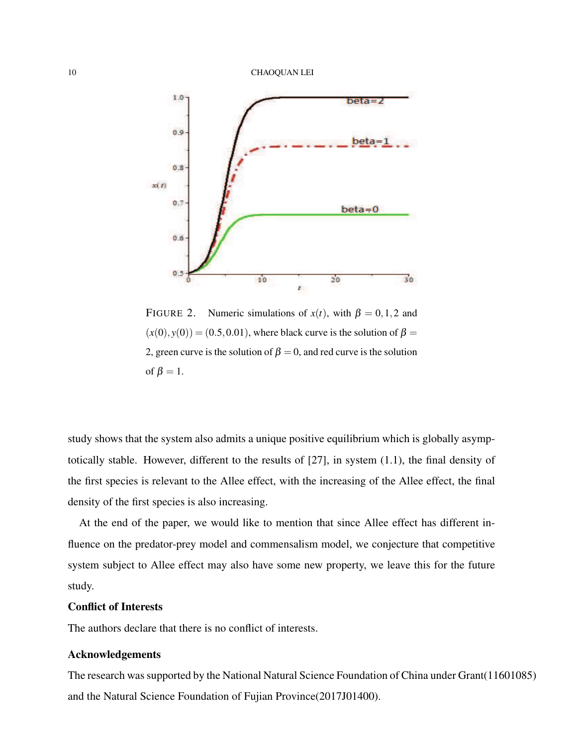FIGURE 2. Numeric simulations of $x(t)$, with $\beta = 0, 1, 2$ and $(x(0), y(0)) = (0.5, 0.01)$, where black curve is the solution of $\beta = 2$, green curve is the solution of $\beta = 0$, and red curve is the solution of $\beta = 1$.

study shows that the system also admits a unique positive equilibrium which is globally asymptotically stable. However, different to the results of [27], in system (1.1), the final density of the first species is relevant to the Allee effect, with the increasing of the Allee effect, the final density of the first species is also increasing.

At the end of the paper, we would like to mention that since Allee effect has different influence on the predator-prey model and commensalism model, we conjecture that competitive system subject to Allee effect may also have some new property, we leave this for the future study.

**Conflict of Interests**

The authors declare that there is no conflict of interests.

**Acknowledgements**

The research was supported by the National Natural Science Foundation of China under Grant(11601085) and the Natural Science Foundation of Fujian Province(2017J01400).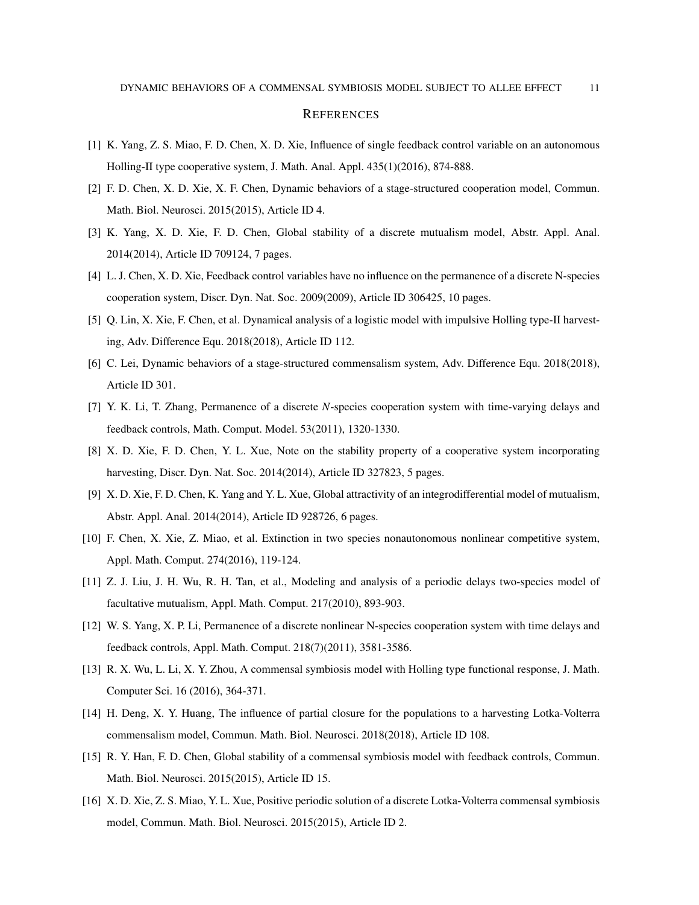## References

[1] K. Yang, Z. S. Miao, F. D. Chen, X. D. Xie, Influence of single feedback control variable on an autonomous Holling-II type cooperative system, J. Math. Anal. Appl. 435(1)(2016), 874-888.

[2] F. D. Chen, X. D. Xie, X. F. Chen, Dynamic behaviors of a stage-structured cooperation model, Commun. Math. Biol. Neurosci. 2015(2015), Article ID 4.

[3] K. Yang, X. D. Xie, F. D. Chen, Global stability of a discrete mutualism model, Abstr. Appl. Anal. 2014(2014), Article ID 709124, 7 pages.

[4] L. J. Chen, X. D. Xie, Feedback control variables have no influence on the permanence of a discrete N-species cooperation system, Discr. Dyn. Nat. Soc. 2009(2009), Article ID 306425, 10 pages.

[5] Q. Lin, X. Xie, F. Chen, et al. Dynamical analysis of a logistic model with impulsive Holling type-II harvesting, Adv. Difference Equ. 2018(2018), Article ID 112.

[6] C. Lei, Dynamic behaviors of a stage-structured commensalism system, Adv. Difference Equ. 2018(2018), Article ID 301.

[7] Y. K. Li, T. Zhang, Permanence of a discrete *N*-species cooperation system with time-varying delays and feedback controls, Math. Comput. Model. 53(2011), 1320-1330.

[8] X. D. Xie, F. D. Chen, Y. L. Xue, Note on the stability property of a cooperative system incorporating harvesting, Discr. Dyn. Nat. Soc. 2014(2014), Article ID 327823, 5 pages.

[9] X. D. Xie, F. D. Chen, K. Yang and Y. L. Xue, Global attractivity of an integrodifferential model of mutualism, Abstr. Appl. Anal. 2014(2014), Article ID 928726, 6 pages.

[10] F. Chen, X. Xie, Z. Miao, et al. Extinction in two species nonautonomous nonlinear competitive system, Appl. Math. Comput. 274(2016), 119-124.

[11] Z. J. Liu, J. H. Wu, R. H. Tan, et al., Modeling and analysis of a periodic delays two-species model of facultative mutualism, Appl. Math. Comput. 217(2010), 893-903.

[12] W. S. Yang, X. P. Li, Permanence of a discrete nonlinear N-species cooperation system with time delays and feedback controls, Appl. Math. Comput. 218(7)(2011), 3581-3586.

[13] R. X. Wu, L. Li, X. Y. Zhou, A commensal symbiosis model with Holling type functional response, J. Math. Computer Sci. 16 (2016), 364-371.

[14] H. Deng, X. Y. Huang, The influence of partial closure for the populations to a harvesting Lotka-Volterra commensalism model, Commun. Math. Biol. Neurosci. 2018(2018), Article ID 108.

[15] R. Y. Han, F. D. Chen, Global stability of a commensal symbiosis model with feedback controls, Commun. Math. Biol. Neurosci. 2015(2015), Article ID 15.

[16] X. D. Xie, Z. S. Miao, Y. L. Xue, Positive periodic solution of a discrete Lotka-Volterra commensal symbiosis model, Commun. Math. Biol. Neurosci. 2015(2015), Article ID 2.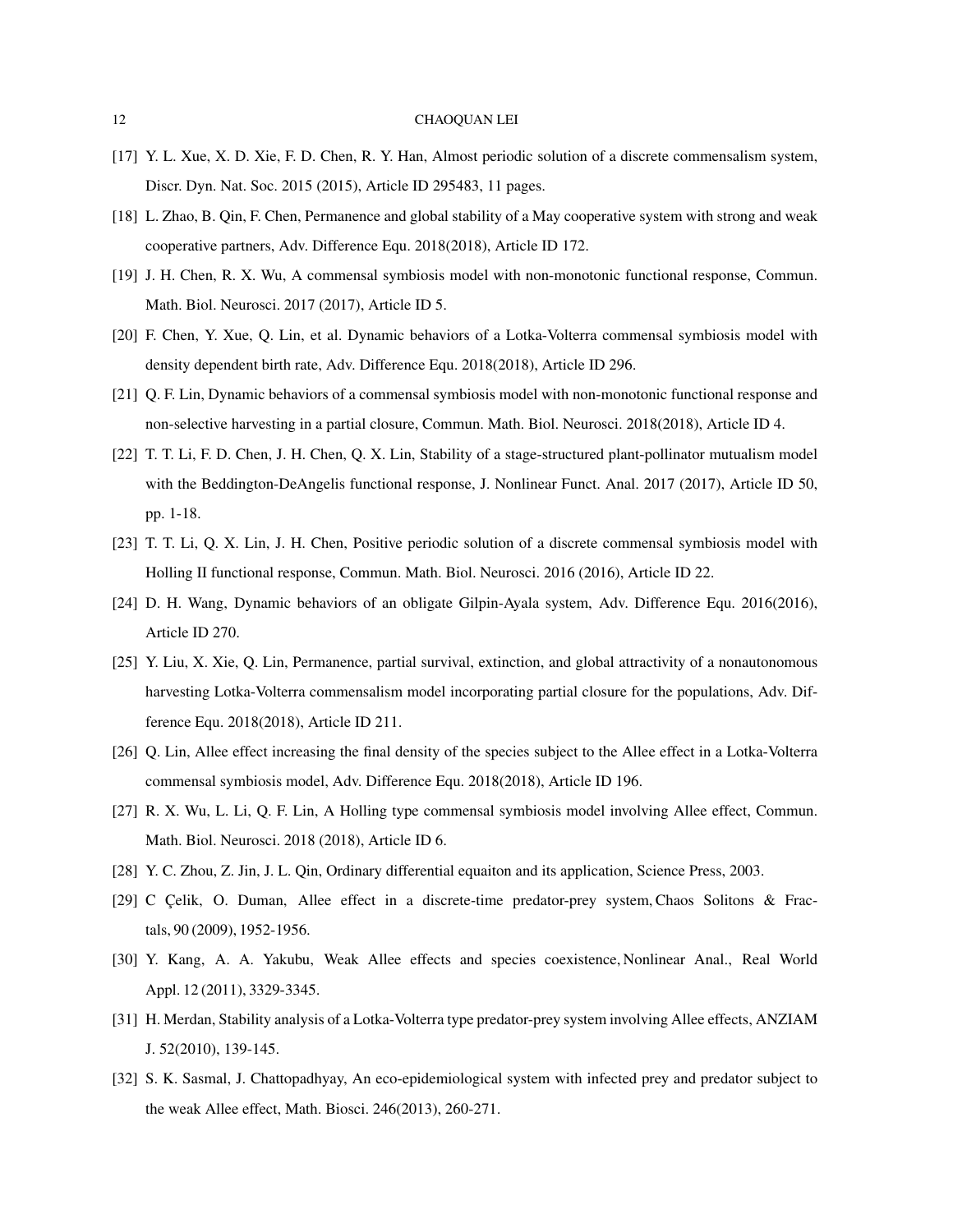[17] Y. L. Xue, X. D. Xie, F. D. Chen, R. Y. Han, Almost periodic solution of a discrete commensalism system, Discr. Dyn. Nat. Soc. 2015 (2015), Article ID 295483, 11 pages.

[18] L. Zhao, B. Qin, F. Chen, Permanence and global stability of a May cooperative system with strong and weak cooperative partners, Adv. Difference Equ. 2018(2018), Article ID 172.

[19] J. H. Chen, R. X. Wu, A commensal symbiosis model with non-monotonic functional response, Commun. Math. Biol. Neurosci. 2017 (2017), Article ID 5.

[20] F. Chen, Y. Xue, Q. Lin, et al. Dynamic behaviors of a Lotka-Volterra commensal symbiosis model with density dependent birth rate, Adv. Difference Equ. 2018(2018), Article ID 296.

[21] Q. F. Lin, Dynamic behaviors of a commensal symbiosis model with non-monotonic functional response and non-selective harvesting in a partial closure, Commun. Math. Biol. Neurosci. 2018(2018), Article ID 4.

[22] T. T. Li, F. D. Chen, J. H. Chen, Q. X. Lin, Stability of a stage-structured plant-pollinator mutualism model with the Beddington-DeAngelis functional response, J. Nonlinear Funct. Anal. 2017 (2017), Article ID 50, pp. 1-18.

[23] T. T. Li, Q. X. Lin, J. H. Chen, Positive periodic solution of a discrete commensal symbiosis model with Holling II functional response, Commun. Math. Biol. Neurosci. 2016 (2016), Article ID 22.

[24] D. H. Wang, Dynamic behaviors of an obligate Gilpin-Ayala system, Adv. Difference Equ. 2016(2016), Article ID 270.

[25] Y. Liu, X. Xie, Q. Lin, Permanence, partial survival, extinction, and global attractivity of a nonautonomous harvesting Lotka-Volterra commensalism model incorporating partial closure for the populations, Adv. Difference Equ. 2018(2018), Article ID 211.

[26] Q. Lin, Allee effect increasing the final density of the species subject to the Allee effect in a Lotka-Volterra commensal symbiosis model, Adv. Difference Equ. 2018(2018), Article ID 196.

[27] R. X. Wu, L. Li, Q. F. Lin, A Holling type commensal symbiosis model involving Allee effect, Commun. Math. Biol. Neurosci. 2018 (2018), Article ID 6.

[28] Y. C. Zhou, Z. Jin, J. L. Qin, Ordinary differential equaiton and its application, Science Press, 2003.

[29] C Çelik, O. Duman, Allee effect in a discrete-time predator-prey system, Chaos Solitons & Fractals, 90 (2009), 1952-1956.

[30] Y. Kang, A. A. Yakubu, Weak Allee effects and species coexistence, Nonlinear Anal., Real World Appl. 12 (2011), 3329-3345.

[31] H. Merdan, Stability analysis of a Lotka-Volterra type predator-prey system involving Allee effects, ANZIAM J. 52(2010), 139-145.

[32] S. K. Sasmal, J. Chattopadhyay, An eco-epidemiological system with infected prey and predator subject to the weak Allee effect, Math. Biosci. 246(2013), 260-271.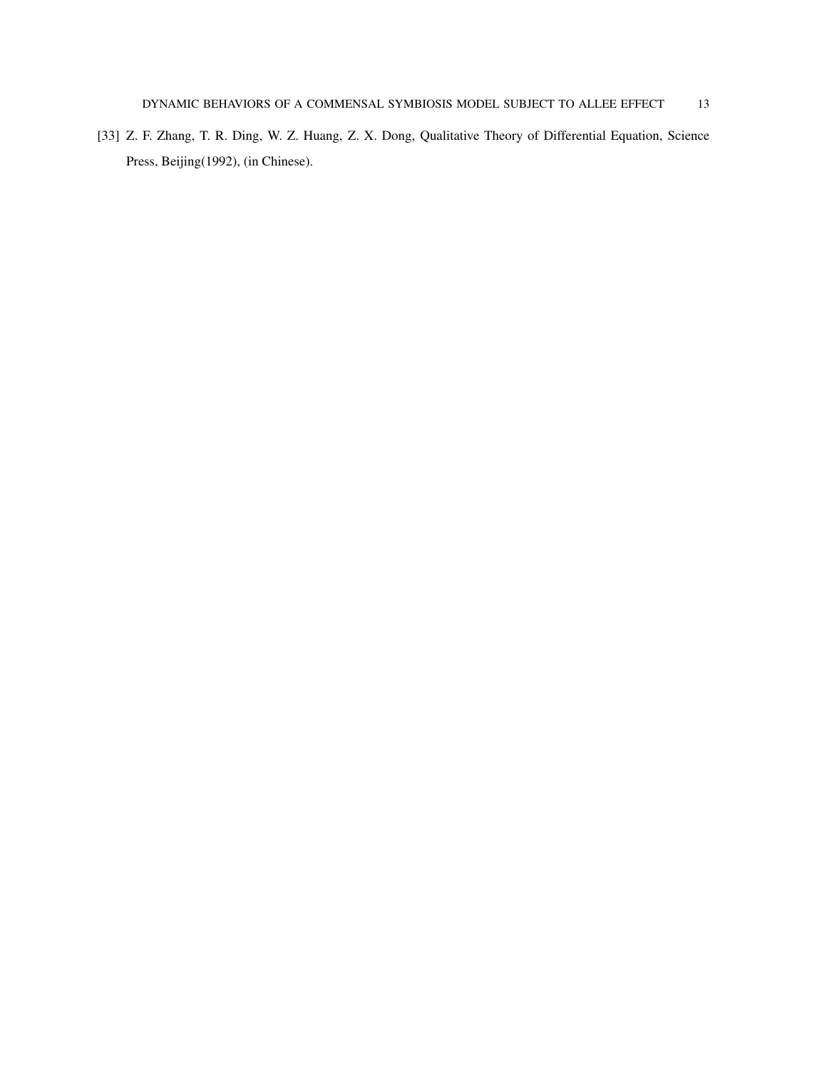[33] Z. F. Zhang, T. R. Ding, W. Z. Huang, Z. X. Dong, Qualitative Theory of Differential Equation, Science Press, Beijing(1992), (in Chinese).